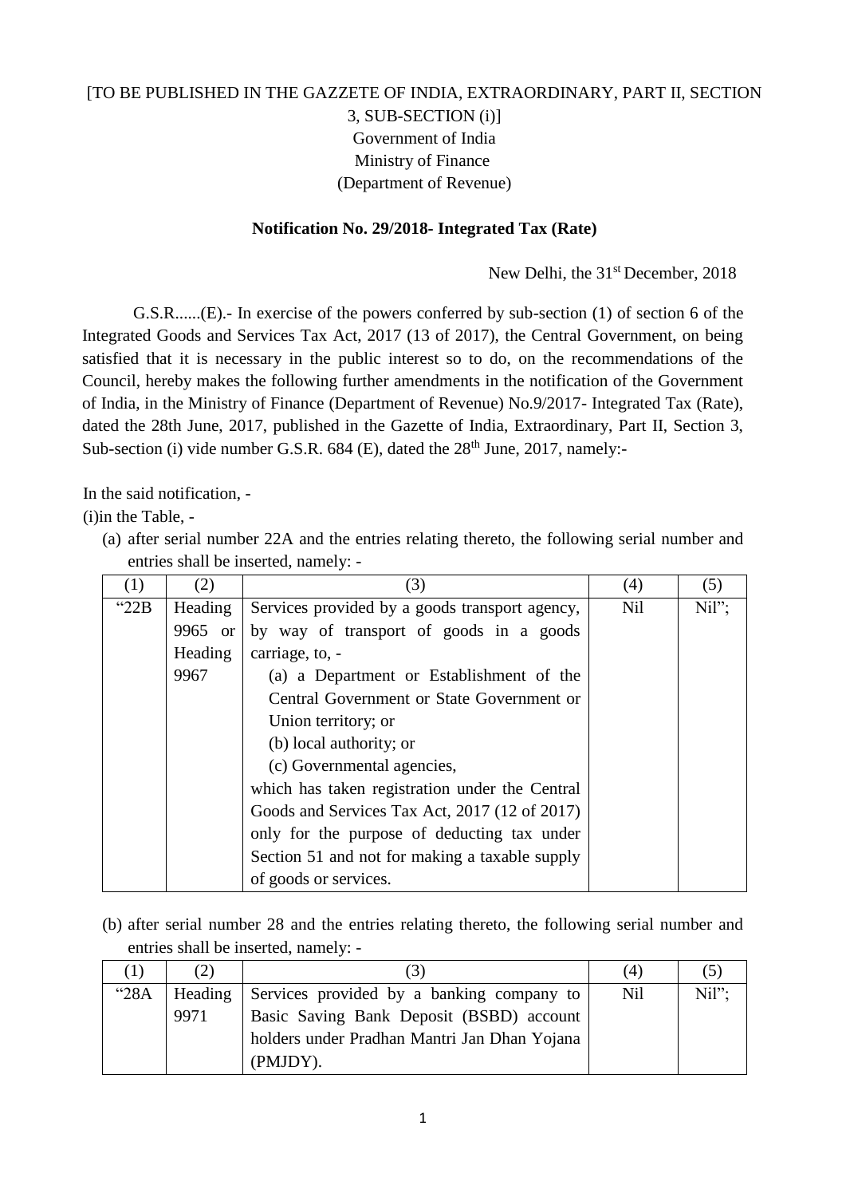[TO BE PUBLISHED IN THE GAZZETE OF INDIA, EXTRAORDINARY, PART II, SECTION 3, SUB-SECTION (i)]

Government of India

Ministry of Finance

(Department of Revenue)

**Notification No. 29/2018- Integrated Tax (Rate)**

New Delhi, the 31st December, 2018

G.S.R......(E).- In exercise of the powers conferred by sub-section (1) of section 6 of the Integrated Goods and Services Tax Act, 2017 (13 of 2017), the Central Government, on being satisfied that it is necessary in the public interest so to do, on the recommendations of the Council, hereby makes the following further amendments in the notification of the Government of India, in the Ministry of Finance (Department of Revenue) No.9/2017- Integrated Tax (Rate), dated the 28th June, 2017, published in the Gazette of India, Extraordinary, Part II, Section 3, Sub-section (i) vide number G.S.R. 684 (E), dated the 28th June, 2017, namely:-

In the said notification, -

(i)in the Table, -

(a) after serial number 22A and the entries relating thereto, the following serial number and entries shall be inserted, namely: -

| (1) | (2) | (3) | (4) | (5) |
|---|---|---|---|---|
| "22B | Heading 9965 or Heading 9967 | Services provided by a goods transport agency, by way of transport of goods in a goods carriage, to, -<br>(a) a Department or Establishment of the Central Government or State Government or Union territory; or<br>(b) local authority; or<br>(c) Governmental agencies,<br>which has taken registration under the Central Goods and Services Tax Act, 2017 (12 of 2017) only for the purpose of deducting tax under Section 51 and not for making a taxable supply of goods or services. | Nil | Nil"; |

(b) after serial number 28 and the entries relating thereto, the following serial number and entries shall be inserted, namely: -

| (1) | (2) | (3) | (4) | (5) |
|---|---|---|---|---|
| "28A | Heading 9971 | Services provided by a banking company to Basic Saving Bank Deposit (BSBD) account holders under Pradhan Mantri Jan Dhan Yojana (PMJDY). | Nil | Nil"; |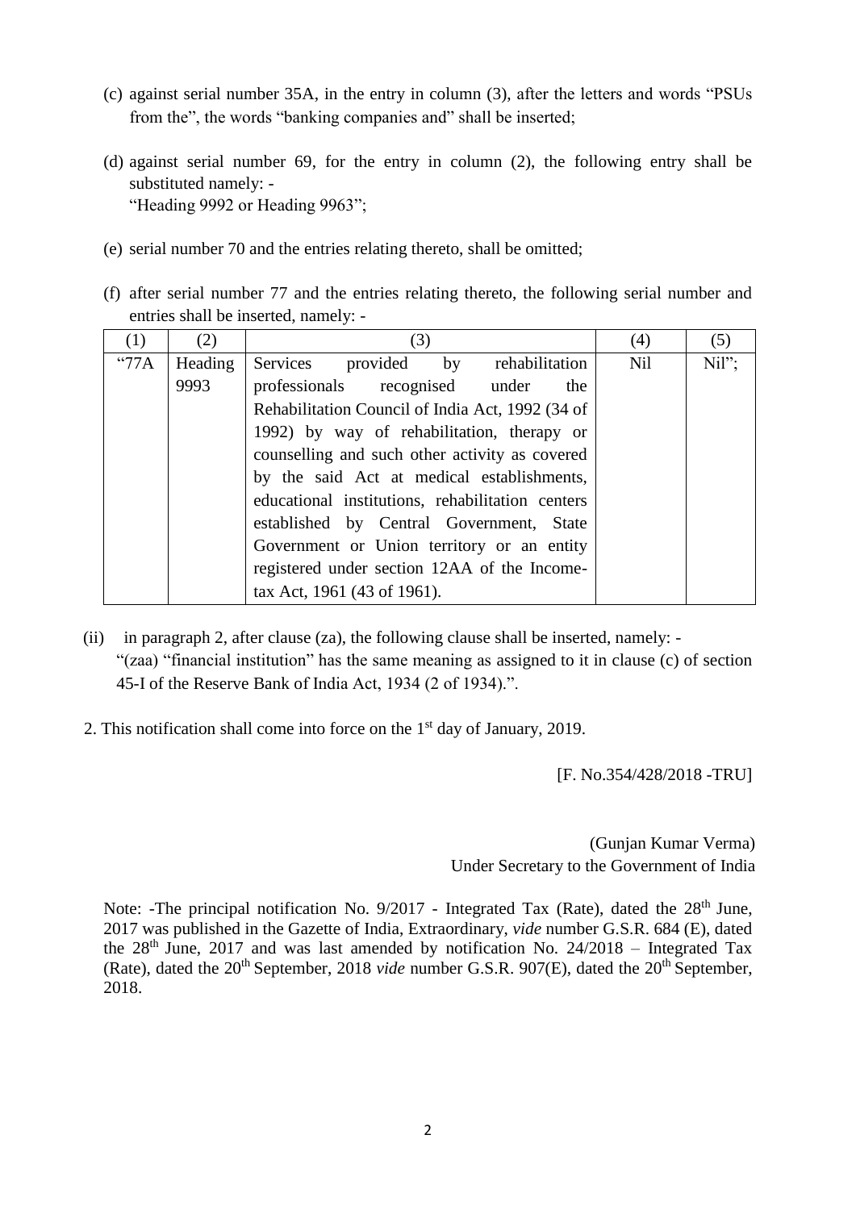(c) against serial number 35A, in the entry in column (3), after the letters and words "PSUs from the", the words "banking companies and" shall be inserted;

(d) against serial number 69, for the entry in column (2), the following entry shall be substituted namely: -
"Heading 9992 or Heading 9963";

(e) serial number 70 and the entries relating thereto, shall be omitted;

(f) after serial number 77 and the entries relating thereto, the following serial number and entries shall be inserted, namely: -

| (1) | (2) | (3) | (4) | (5) |
|---|---|---|---|---|
| "77A | Heading 9993 | Services provided by rehabilitation professionals recognised under the Rehabilitation Council of India Act, 1992 (34 of 1992) by way of rehabilitation, therapy or counselling and such other activity as covered by the said Act at medical establishments, educational institutions, rehabilitation centers established by Central Government, State Government or Union territory or an entity registered under section 12AA of the Income-tax Act, 1961 (43 of 1961). | Nil | Nil"; |

(ii) in paragraph 2, after clause (za), the following clause shall be inserted, namely: -
"(zaa) "financial institution" has the same meaning as assigned to it in clause (c) of section 45-I of the Reserve Bank of India Act, 1934 (2 of 1934).".

2. This notification shall come into force on the 1st day of January, 2019.

[F. No.354/428/2018 -TRU]

(Gunjan Kumar Verma)
Under Secretary to the Government of India

Note: -The principal notification No. 9/2017 - Integrated Tax (Rate), dated the 28th June, 2017 was published in the Gazette of India, Extraordinary, *vide* number G.S.R. 684 (E), dated the 28th June, 2017 and was last amended by notification No. 24/2018 – Integrated Tax (Rate), dated the 20th September, 2018 *vide* number G.S.R. 907(E), dated the 20th September, 2018.